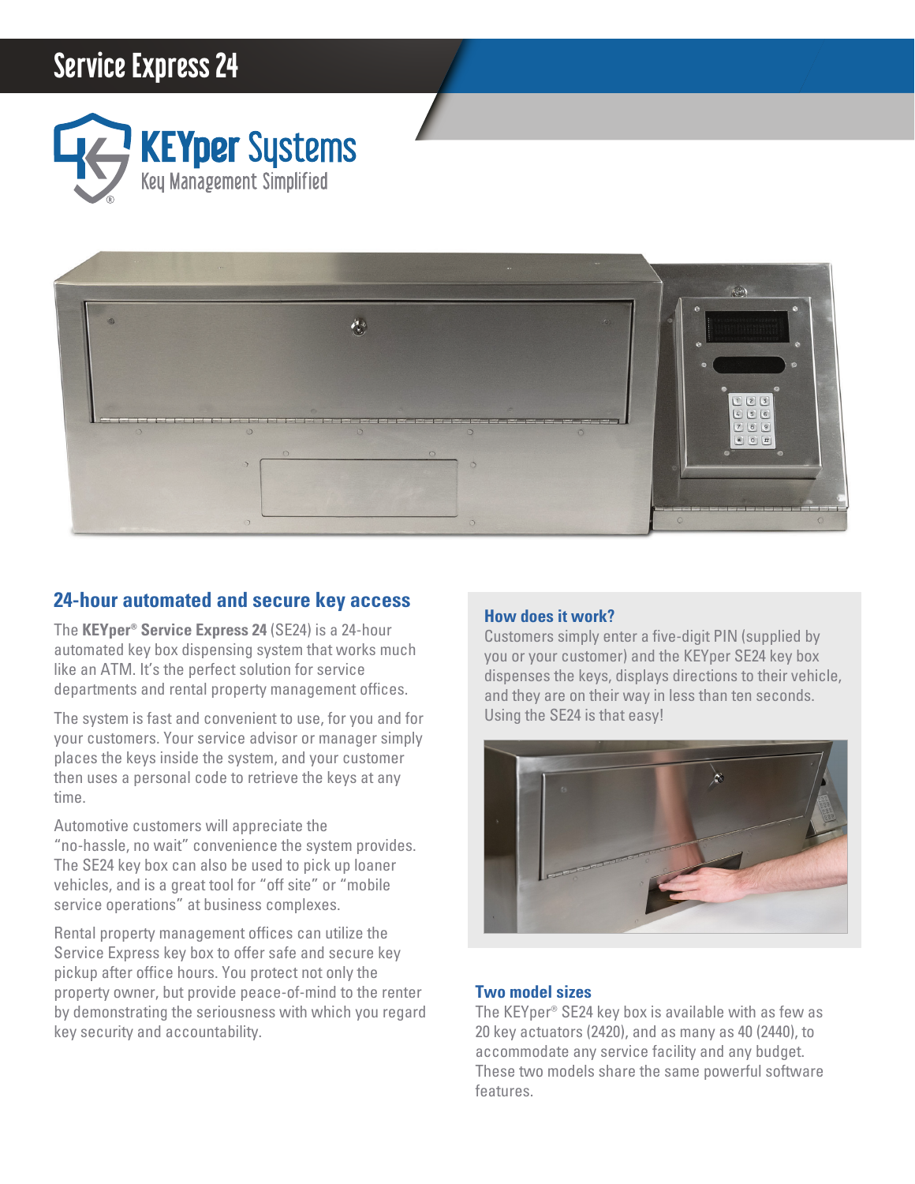# Service Express 24

KEYper Systems
Key Management Simplified

## 24-hour automated and secure key access

The **KEYper® Service Express 24** (SE24) is a 24-hour automated key box dispensing system that works much like an ATM. It's the perfect solution for service departments and rental property management offices.

The system is fast and convenient to use, for you and for your customers. Your service advisor or manager simply places the keys inside the system, and your customer then uses a personal code to retrieve the keys at any time.

Automotive customers will appreciate the "no-hassle, no wait" convenience the system provides. The SE24 key box can also be used to pick up loaner vehicles, and is a great tool for "off site" or "mobile service operations" at business complexes.

Rental property management offices can utilize the Service Express key box to offer safe and secure key pickup after office hours. You protect not only the property owner, but provide peace-of-mind to the renter by demonstrating the seriousness with which you regard key security and accountability.

### How does it work?

Customers simply enter a five-digit PIN (supplied by you or your customer) and the KEYper SE24 key box dispenses the keys, displays directions to their vehicle, and they are on their way in less than ten seconds. Using the SE24 is that easy!

### Two model sizes

The KEYper® SE24 key box is available with as few as 20 key actuators (2420), and as many as 40 (2440), to accommodate any service facility and any budget. These two models share the same powerful software features.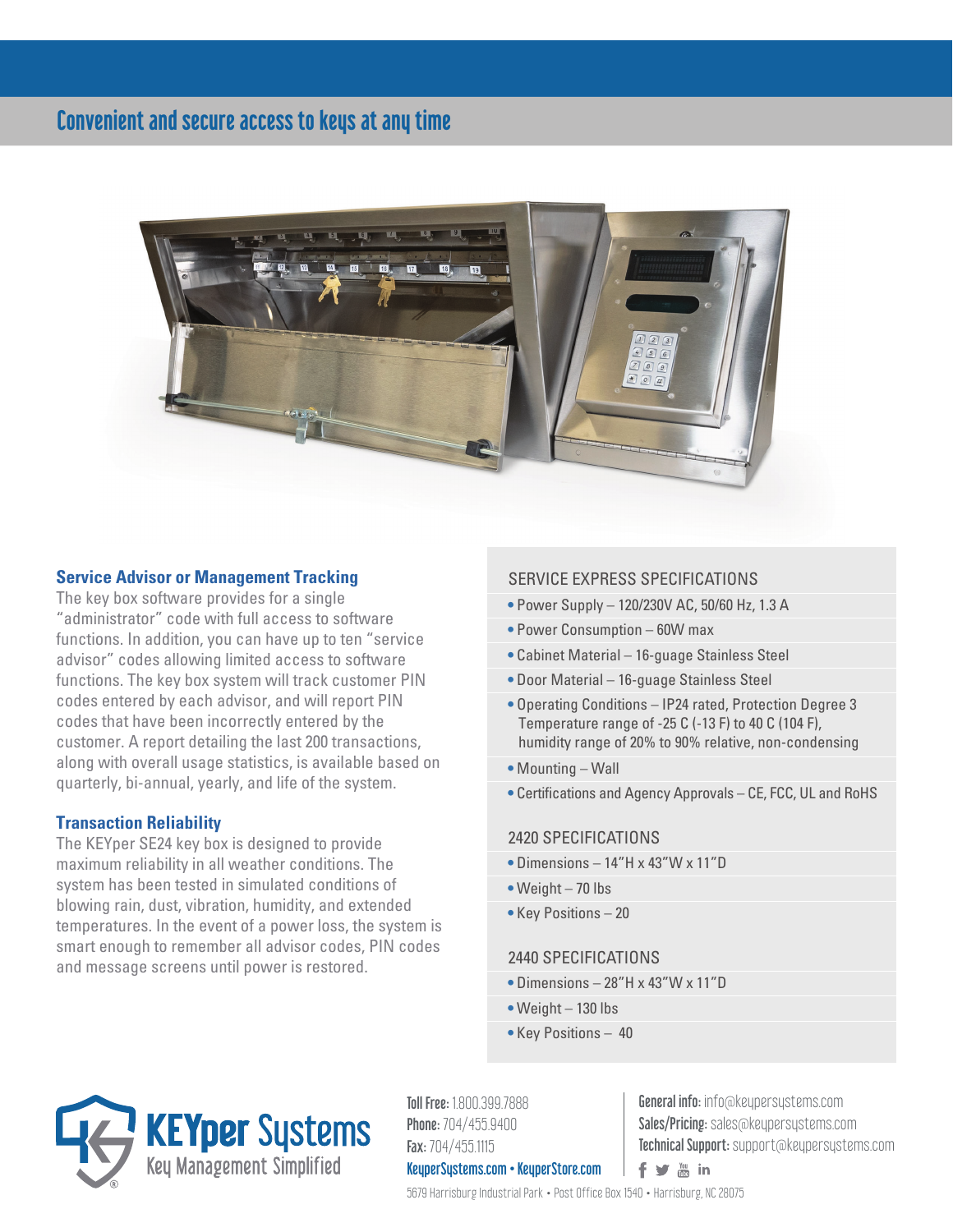## Convenient and secure access to keys at any time

### Service Advisor or Management Tracking

The key box software provides for a single "administrator" code with full access to software functions. In addition, you can have up to ten "service advisor" codes allowing limited access to software functions. The key box system will track customer PIN codes entered by each advisor, and will report PIN codes that have been incorrectly entered by the customer. A report detailing the last 200 transactions, along with overall usage statistics, is available based on quarterly, bi-annual, yearly, and life of the system.

### Transaction Reliability

The KEYper SE24 key box is designed to provide maximum reliability in all weather conditions. The system has been tested in simulated conditions of blowing rain, dust, vibration, humidity, and extended temperatures. In the event of a power loss, the system is smart enough to remember all advisor codes, PIN codes and message screens until power is restored.

### SERVICE EXPRESS SPECIFICATIONS

- Power Supply – 120/230V AC, 50/60 Hz, 1.3 A
- Power Consumption – 60W max
- Cabinet Material – 16-guage Stainless Steel
- Door Material – 16-guage Stainless Steel
- Operating Conditions – IP24 rated, Protection Degree 3 Temperature range of -25 C (-13 F) to 40 C (104 F), humidity range of 20% to 90% relative, non-condensing
- Mounting – Wall
- Certifications and Agency Approvals – CE, FCC, UL and RoHS

### 2420 SPECIFICATIONS

- Dimensions – 14"H x 43"W x 11"D
- Weight – 70 lbs
- Key Positions – 20

### 2440 SPECIFICATIONS

- Dimensions – 28"H x 43"W x 11"D
- Weight – 130 lbs
- Key Positions – 40

KEYper Systems
Key Management Simplified

**Toll Free:** 1.800.399.7888
**Phone:** 704/455.9400
**Fax:** 704/455.1115
**KeyperSystems.com • KeyperStore.com**

**General info:** info@keypersystems.com
**Sales/Pricing:** sales@keypersystems.com
**Technical Support:** support@keypersystems.com

5679 Harrisburg Industrial Park • Post Office Box 1540 • Harrisburg, NC 28075